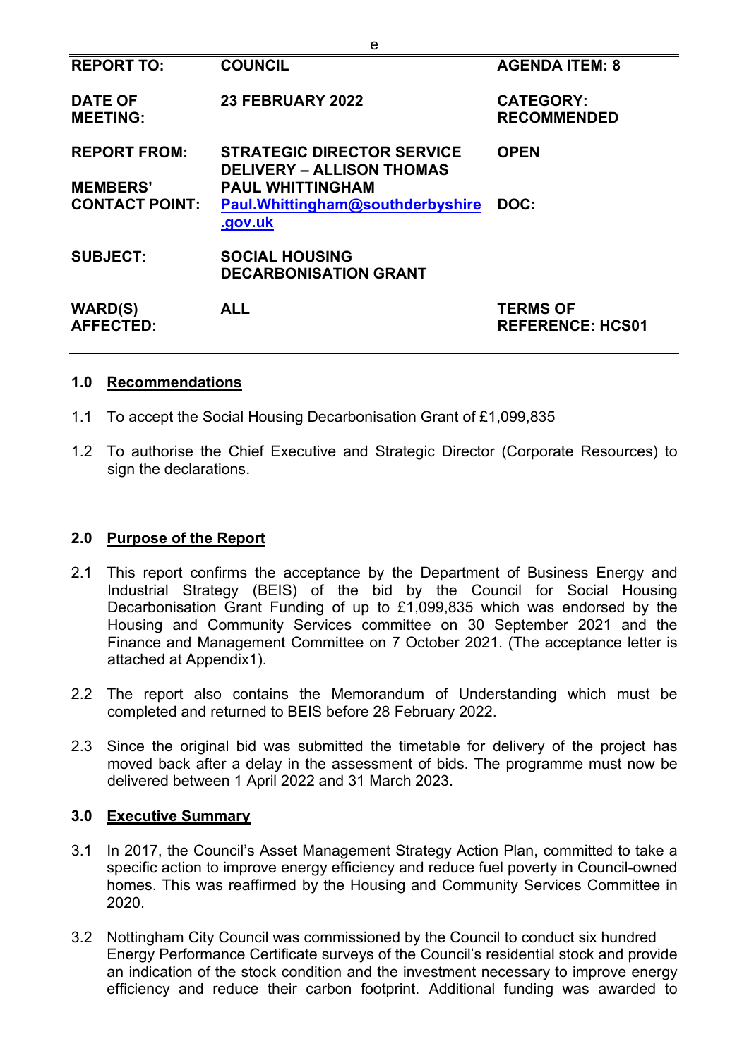e

| REPORT TO: | COUNCIL | AGENDA ITEM: 8 |
|---|---|---|
| DATE OF MEETING: | 23 FEBRUARY 2022 | CATEGORY: RECOMMENDED |
| REPORT FROM: | STRATEGIC DIRECTOR SERVICE DELIVERY – ALLISON THOMAS | OPEN |
| MEMBERS' CONTACT POINT: | PAUL WHITTINGHAM [Paul.Whittingham@southderbyshire.gov.uk](mailto:Paul.Whittingham@southderbyshire.gov.uk) | DOC: |
| SUBJECT: | SOCIAL HOUSING DECARBONISATION GRANT | |
| WARD(S) AFFECTED: | ALL | TERMS OF REFERENCE: HCS01 |

## 1.0 Recommendations

1.1 To accept the Social Housing Decarbonisation Grant of £1,099,835

1.2 To authorise the Chief Executive and Strategic Director (Corporate Resources) to sign the declarations.

## 2.0 Purpose of the Report

2.1 This report confirms the acceptance by the Department of Business Energy and Industrial Strategy (BEIS) of the bid by the Council for Social Housing Decarbonisation Grant Funding of up to £1,099,835 which was endorsed by the Housing and Community Services committee on 30 September 2021 and the Finance and Management Committee on 7 October 2021. (The acceptance letter is attached at Appendix1).

2.2 The report also contains the Memorandum of Understanding which must be completed and returned to BEIS before 28 February 2022.

2.3 Since the original bid was submitted the timetable for delivery of the project has moved back after a delay in the assessment of bids. The programme must now be delivered between 1 April 2022 and 31 March 2023.

## 3.0 Executive Summary

3.1 In 2017, the Council's Asset Management Strategy Action Plan, committed to take a specific action to improve energy efficiency and reduce fuel poverty in Council-owned homes. This was reaffirmed by the Housing and Community Services Committee in 2020.

3.2 Nottingham City Council was commissioned by the Council to conduct six hundred Energy Performance Certificate surveys of the Council's residential stock and provide an indication of the stock condition and the investment necessary to improve energy efficiency and reduce their carbon footprint. Additional funding was awarded to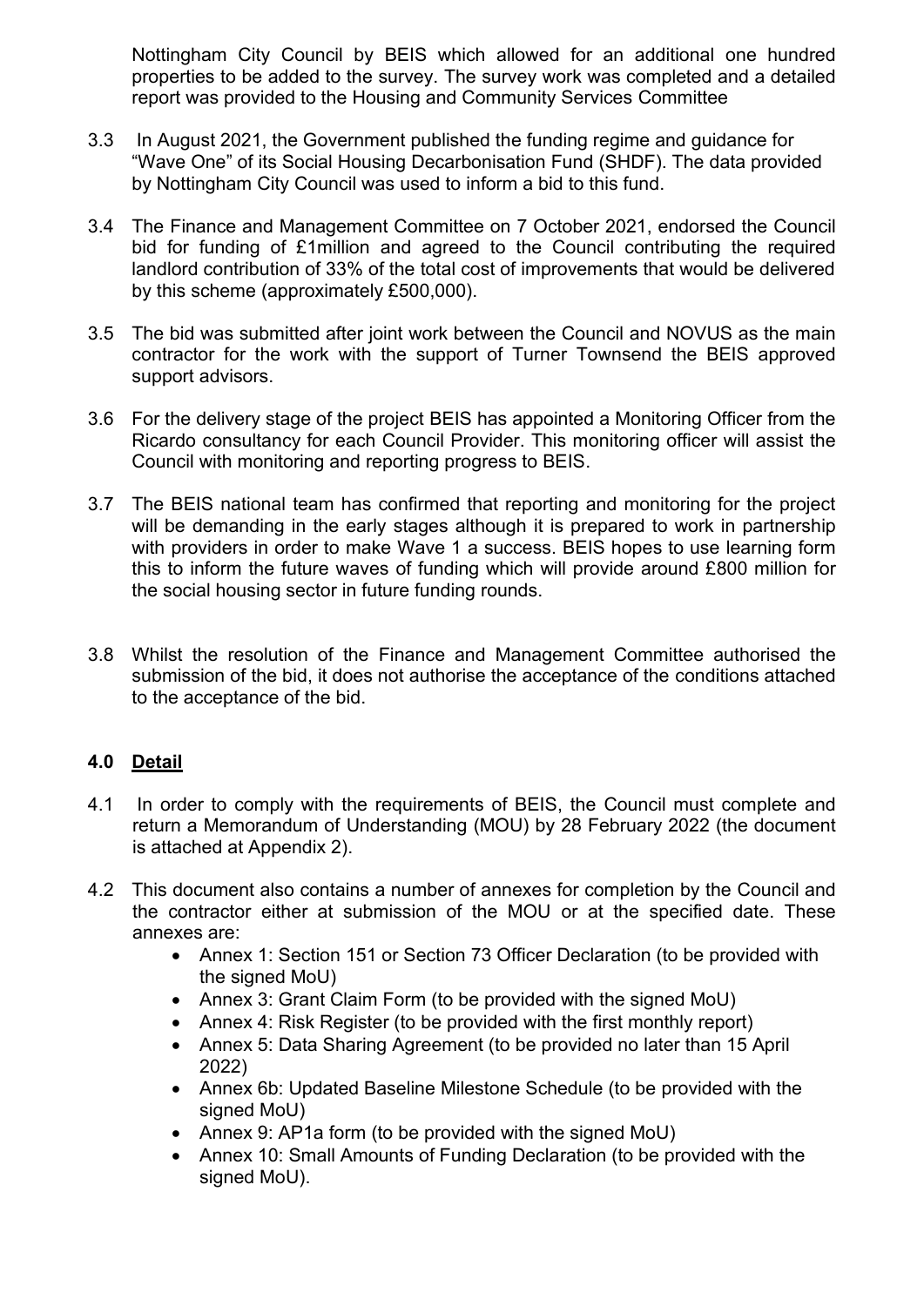Nottingham City Council by BEIS which allowed for an additional one hundred properties to be added to the survey. The survey work was completed and a detailed report was provided to the Housing and Community Services Committee

3.3 In August 2021, the Government published the funding regime and guidance for "Wave One" of its Social Housing Decarbonisation Fund (SHDF). The data provided by Nottingham City Council was used to inform a bid to this fund.

3.4 The Finance and Management Committee on 7 October 2021, endorsed the Council bid for funding of £1million and agreed to the Council contributing the required landlord contribution of 33% of the total cost of improvements that would be delivered by this scheme (approximately £500,000).

3.5 The bid was submitted after joint work between the Council and NOVUS as the main contractor for the work with the support of Turner Townsend the BEIS approved support advisors.

3.6 For the delivery stage of the project BEIS has appointed a Monitoring Officer from the Ricardo consultancy for each Council Provider. This monitoring officer will assist the Council with monitoring and reporting progress to BEIS.

3.7 The BEIS national team has confirmed that reporting and monitoring for the project will be demanding in the early stages although it is prepared to work in partnership with providers in order to make Wave 1 a success. BEIS hopes to use learning form this to inform the future waves of funding which will provide around £800 million for the social housing sector in future funding rounds.

3.8 Whilst the resolution of the Finance and Management Committee authorised the submission of the bid, it does not authorise the acceptance of the conditions attached to the acceptance of the bid.

## 4.0 Detail

4.1 In order to comply with the requirements of BEIS, the Council must complete and return a Memorandum of Understanding (MOU) by 28 February 2022 (the document is attached at Appendix 2).

4.2 This document also contains a number of annexes for completion by the Council and the contractor either at submission of the MOU or at the specified date. These annexes are:

- Annex 1: Section 151 or Section 73 Officer Declaration (to be provided with the signed MoU)
- Annex 3: Grant Claim Form (to be provided with the signed MoU)
- Annex 4: Risk Register (to be provided with the first monthly report)
- Annex 5: Data Sharing Agreement (to be provided no later than 15 April 2022)
- Annex 6b: Updated Baseline Milestone Schedule (to be provided with the signed MoU)
- Annex 9: AP1a form (to be provided with the signed MoU)
- Annex 10: Small Amounts of Funding Declaration (to be provided with the signed MoU).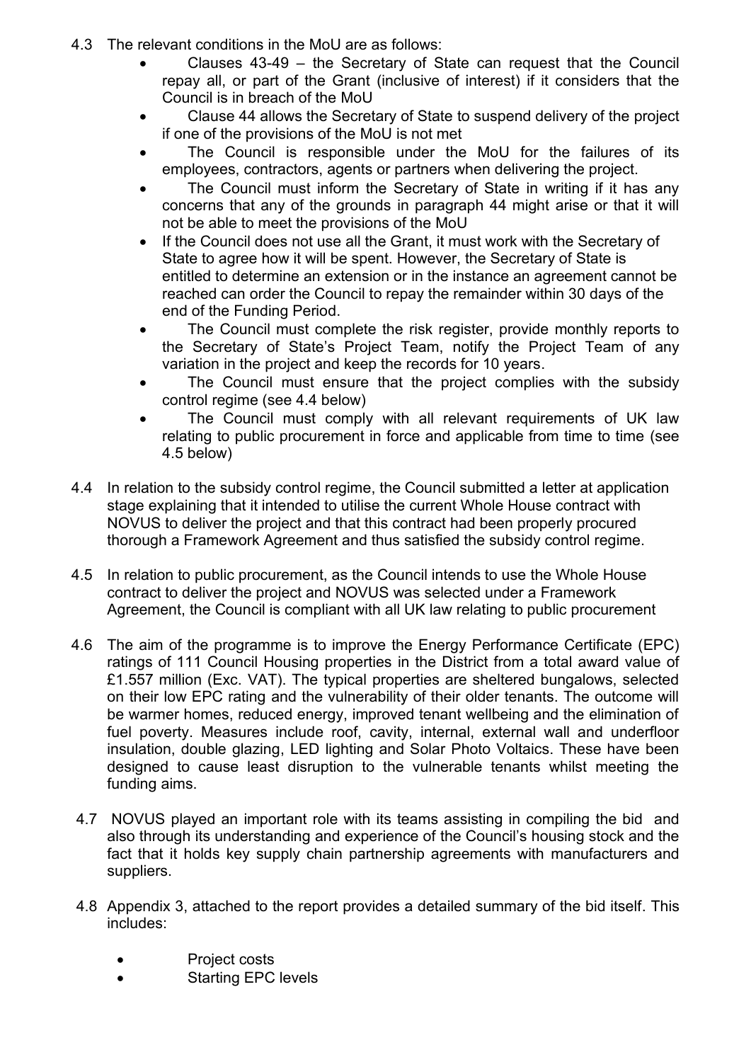4.3 The relevant conditions in the MoU are as follows:

- Clauses 43-49 – the Secretary of State can request that the Council repay all, or part of the Grant (inclusive of interest) if it considers that the Council is in breach of the MoU
- Clause 44 allows the Secretary of State to suspend delivery of the project if one of the provisions of the MoU is not met
- The Council is responsible under the MoU for the failures of its employees, contractors, agents or partners when delivering the project.
- The Council must inform the Secretary of State in writing if it has any concerns that any of the grounds in paragraph 44 might arise or that it will not be able to meet the provisions of the MoU
- If the Council does not use all the Grant, it must work with the Secretary of State to agree how it will be spent. However, the Secretary of State is entitled to determine an extension or in the instance an agreement cannot be reached can order the Council to repay the remainder within 30 days of the end of the Funding Period.
- The Council must complete the risk register, provide monthly reports to the Secretary of State's Project Team, notify the Project Team of any variation in the project and keep the records for 10 years.
- The Council must ensure that the project complies with the subsidy control regime (see 4.4 below)
- The Council must comply with all relevant requirements of UK law relating to public procurement in force and applicable from time to time (see 4.5 below)

4.4 In relation to the subsidy control regime, the Council submitted a letter at application stage explaining that it intended to utilise the current Whole House contract with NOVUS to deliver the project and that this contract had been properly procured thorough a Framework Agreement and thus satisfied the subsidy control regime.

4.5 In relation to public procurement, as the Council intends to use the Whole House contract to deliver the project and NOVUS was selected under a Framework Agreement, the Council is compliant with all UK law relating to public procurement

4.6 The aim of the programme is to improve the Energy Performance Certificate (EPC) ratings of 111 Council Housing properties in the District from a total award value of £1.557 million (Exc. VAT). The typical properties are sheltered bungalows, selected on their low EPC rating and the vulnerability of their older tenants. The outcome will be warmer homes, reduced energy, improved tenant wellbeing and the elimination of fuel poverty. Measures include roof, cavity, internal, external wall and underfloor insulation, double glazing, LED lighting and Solar Photo Voltaics. These have been designed to cause least disruption to the vulnerable tenants whilst meeting the funding aims.

4.7 NOVUS played an important role with its teams assisting in compiling the bid and also through its understanding and experience of the Council's housing stock and the fact that it holds key supply chain partnership agreements with manufacturers and suppliers.

4.8 Appendix 3, attached to the report provides a detailed summary of the bid itself. This includes:

- Project costs
- Starting EPC levels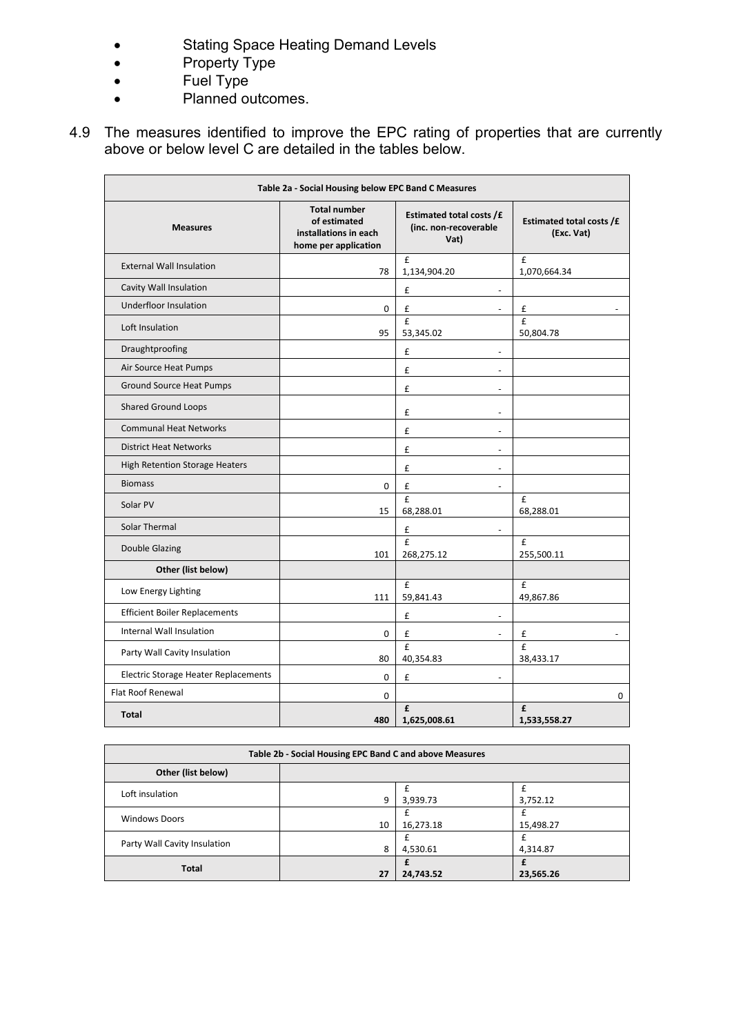- Stating Space Heating Demand Levels
- Property Type
- Fuel Type
- Planned outcomes.

4.9 The measures identified to improve the EPC rating of properties that are currently above or below level C are detailed in the tables below.

| Table 2a - Social Housing below EPC Band C Measures | | | |
|---|---|---|---|
| **Measures** | **Total number of estimated installations in each home per application** | **Estimated total costs /£ (inc. non-recoverable Vat)** | **Estimated total costs /£ (Exc. Vat)** |
| External Wall Insulation | 78 | £ 1,134,904.20 | £ 1,070,664.34 |
| Cavity Wall Insulation | | £ - | |
| Underfloor Insulation | 0 | £ - | £ - |
| Loft Insulation | 95 | £ 53,345.02 | £ 50,804.78 |
| Draughtproofing | | £ - | |
| Air Source Heat Pumps | | £ - | |
| Ground Source Heat Pumps | | £ - | |
| Shared Ground Loops | | £ - | |
| Communal Heat Networks | | £ - | |
| District Heat Networks | | £ - | |
| High Retention Storage Heaters | | £ - | |
| Biomass | 0 | £ - | |
| Solar PV | 15 | £ 68,288.01 | £ 68,288.01 |
| Solar Thermal | | £ - | |
| Double Glazing | 101 | £ 268,275.12 | £ 255,500.11 |
| **Other (list below)** | | | |
| Low Energy Lighting | 111 | £ 59,841.43 | £ 49,867.86 |
| Efficient Boiler Replacements | | £ - | |
| Internal Wall Insulation | 0 | £ - | £ - |
| Party Wall Cavity Insulation | 80 | £ 40,354.83 | £ 38,433.17 |
| Electric Storage Heater Replacements | 0 | £ - | |
| Flat Roof Renewal | 0 | | 0 |
| **Total** | **480** | **£ 1,625,008.61** | **£ 1,533,558.27** |

| Table 2b - Social Housing EPC Band C and above Measures | | | |
|---|---|---|---|
| **Other (list below)** | | | |
| Loft insulation | 9 | £ 3,939.73 | £ 3,752.12 |
| Windows Doors | 10 | £ 16,273.18 | £ 15,498.27 |
| Party Wall Cavity Insulation | 8 | £ 4,530.61 | £ 4,314.87 |
| **Total** | **27** | **£ 24,743.52** | **£ 23,565.26** |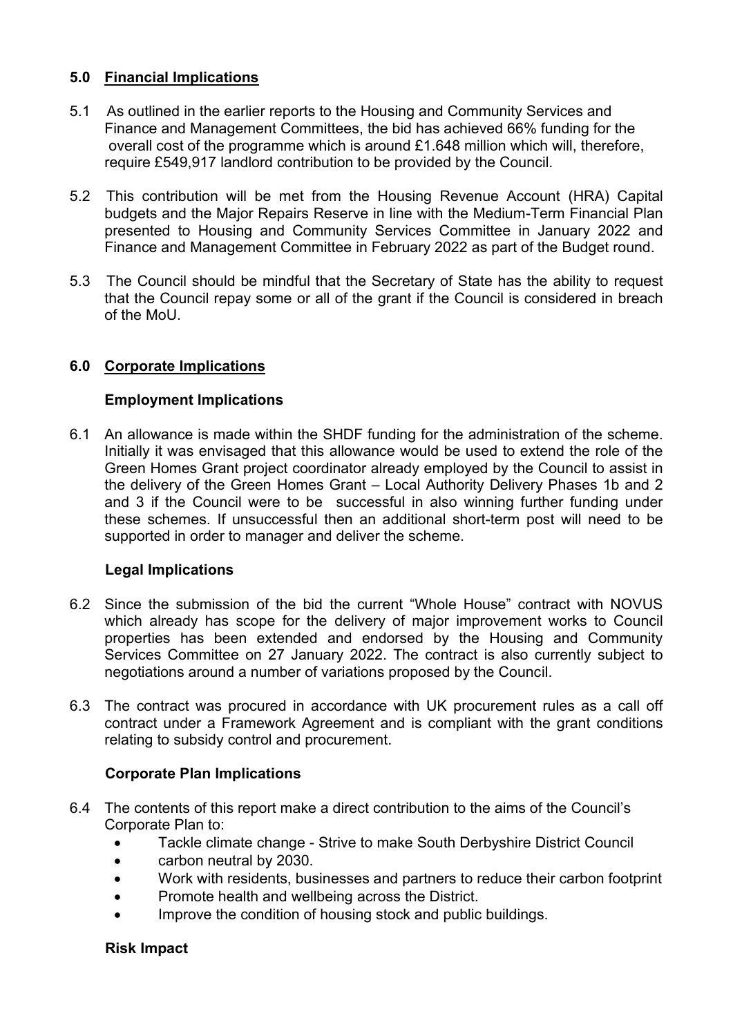## 5.0 Financial Implications

5.1 As outlined in the earlier reports to the Housing and Community Services and Finance and Management Committees, the bid has achieved 66% funding for the overall cost of the programme which is around £1.648 million which will, therefore, require £549,917 landlord contribution to be provided by the Council.

5.2 This contribution will be met from the Housing Revenue Account (HRA) Capital budgets and the Major Repairs Reserve in line with the Medium-Term Financial Plan presented to Housing and Community Services Committee in January 2022 and Finance and Management Committee in February 2022 as part of the Budget round.

5.3 The Council should be mindful that the Secretary of State has the ability to request that the Council repay some or all of the grant if the Council is considered in breach of the MoU.

## 6.0 Corporate Implications

### Employment Implications

6.1 An allowance is made within the SHDF funding for the administration of the scheme. Initially it was envisaged that this allowance would be used to extend the role of the Green Homes Grant project coordinator already employed by the Council to assist in the delivery of the Green Homes Grant – Local Authority Delivery Phases 1b and 2 and 3 if the Council were to be successful in also winning further funding under these schemes. If unsuccessful then an additional short-term post will need to be supported in order to manager and deliver the scheme.

### Legal Implications

6.2 Since the submission of the bid the current "Whole House" contract with NOVUS which already has scope for the delivery of major improvement works to Council properties has been extended and endorsed by the Housing and Community Services Committee on 27 January 2022. The contract is also currently subject to negotiations around a number of variations proposed by the Council.

6.3 The contract was procured in accordance with UK procurement rules as a call off contract under a Framework Agreement and is compliant with the grant conditions relating to subsidy control and procurement.

### Corporate Plan Implications

6.4 The contents of this report make a direct contribution to the aims of the Council's Corporate Plan to:

- Tackle climate change - Strive to make South Derbyshire District Council
- carbon neutral by 2030.
- Work with residents, businesses and partners to reduce their carbon footprint
- Promote health and wellbeing across the District.
- Improve the condition of housing stock and public buildings.

### Risk Impact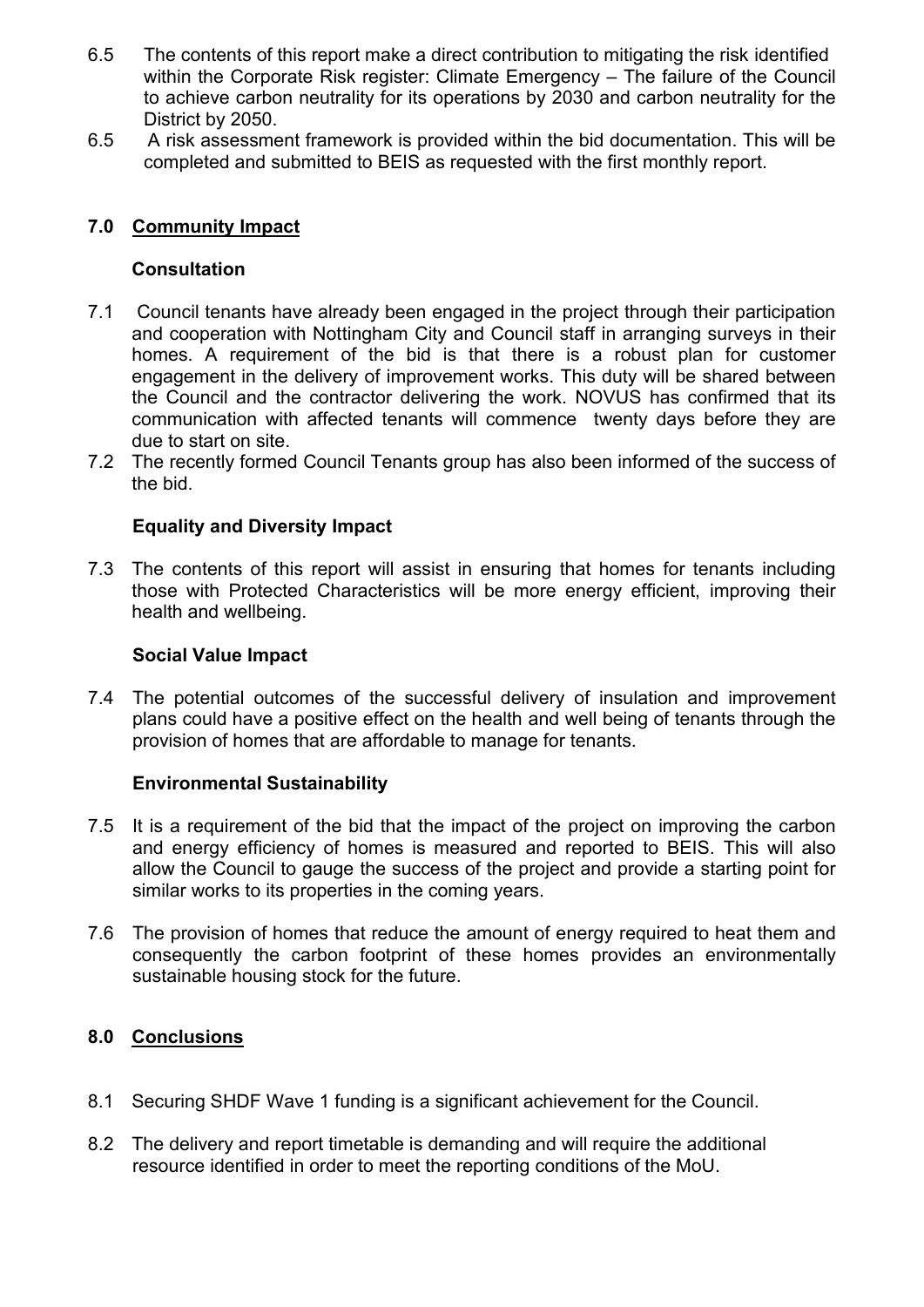6.5 The contents of this report make a direct contribution to mitigating the risk identified within the Corporate Risk register: Climate Emergency – The failure of the Council to achieve carbon neutrality for its operations by 2030 and carbon neutrality for the District by 2050.

6.5 A risk assessment framework is provided within the bid documentation. This will be completed and submitted to BEIS as requested with the first monthly report.

## 7.0 Community Impact

### Consultation

7.1 Council tenants have already been engaged in the project through their participation and cooperation with Nottingham City and Council staff in arranging surveys in their homes. A requirement of the bid is that there is a robust plan for customer engagement in the delivery of improvement works. This duty will be shared between the Council and the contractor delivering the work. NOVUS has confirmed that its communication with affected tenants will commence twenty days before they are due to start on site.

7.2 The recently formed Council Tenants group has also been informed of the success of the bid.

### Equality and Diversity Impact

7.3 The contents of this report will assist in ensuring that homes for tenants including those with Protected Characteristics will be more energy efficient, improving their health and wellbeing.

### Social Value Impact

7.4 The potential outcomes of the successful delivery of insulation and improvement plans could have a positive effect on the health and well being of tenants through the provision of homes that are affordable to manage for tenants.

### Environmental Sustainability

7.5 It is a requirement of the bid that the impact of the project on improving the carbon and energy efficiency of homes is measured and reported to BEIS. This will also allow the Council to gauge the success of the project and provide a starting point for similar works to its properties in the coming years.

7.6 The provision of homes that reduce the amount of energy required to heat them and consequently the carbon footprint of these homes provides an environmentally sustainable housing stock for the future.

## 8.0 Conclusions

8.1 Securing SHDF Wave 1 funding is a significant achievement for the Council.

8.2 The delivery and report timetable is demanding and will require the additional resource identified in order to meet the reporting conditions of the MoU.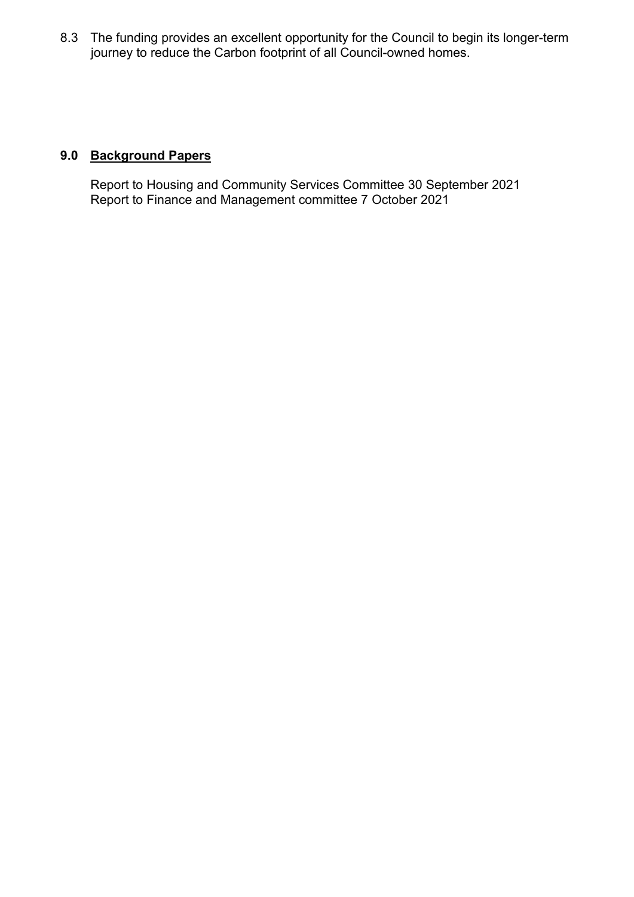8.3 The funding provides an excellent opportunity for the Council to begin its longer-term journey to reduce the Carbon footprint of all Council-owned homes.

## 9.0 Background Papers

Report to Housing and Community Services Committee 30 September 2021
Report to Finance and Management committee 7 October 2021